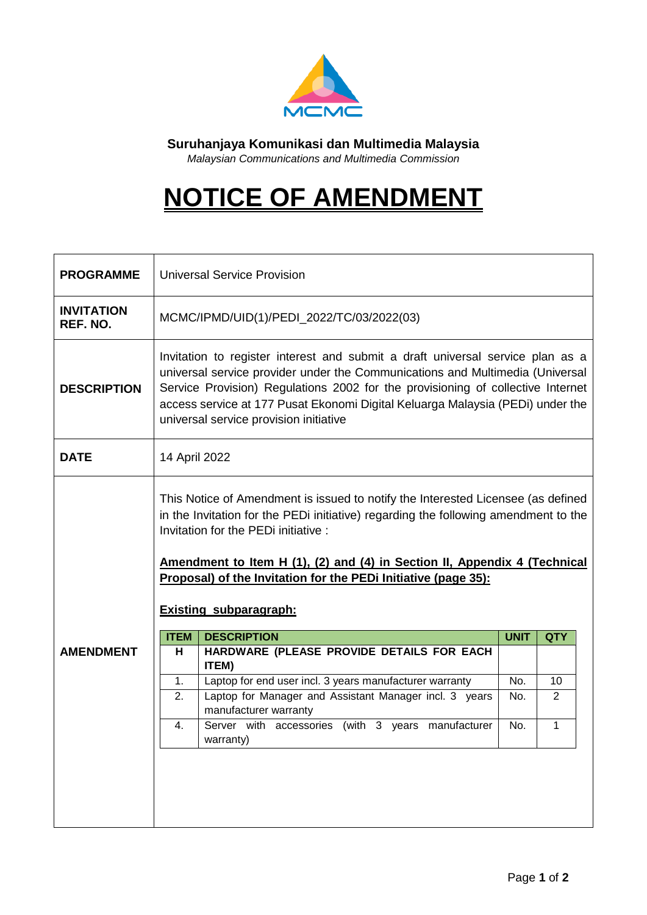MCMC

**Suruhanjaya Komunikasi dan Multimedia Malaysia**

*Malaysian Communications and Multimedia Commission*

# NOTICE OF AMENDMENT

| | |
|---|---|
| **PROGRAMME** | Universal Service Provision |
| **INVITATION REF. NO.** | MCMC/IPMD/UID(1)/PEDI_2022/TC/03/2022(03) |
| **DESCRIPTION** | Invitation to register interest and submit a draft universal service plan as a universal service provider under the Communications and Multimedia (Universal Service Provision) Regulations 2002 for the provisioning of collective Internet access service at 177 Pusat Ekonomi Digital Keluarga Malaysia (PEDi) under the universal service provision initiative |
| **DATE** | 14 April 2022 |
| **AMENDMENT** | This Notice of Amendment is issued to notify the Interested Licensee (as defined in the Invitation for the PEDi initiative) regarding the following amendment to the Invitation for the PEDi initiative : |

**Amendment to Item H (1), (2) and (4) in Section II, Appendix 4 (Technical Proposal) of the Invitation for the PEDi Initiative (page 35):**

**Existing subparagraph:**

| ITEM | DESCRIPTION | UNIT | QTY |
|---|---|---|---|
| H | **HARDWARE (PLEASE PROVIDE DETAILS FOR EACH ITEM)** | | |
| 1. | Laptop for end user incl. 3 years manufacturer warranty | No. | 10 |
| 2. | Laptop for Manager and Assistant Manager incl. 3 years manufacturer warranty | No. | 2 |
| 4. | Server with accessories (with 3 years manufacturer warranty) | No. | 1 |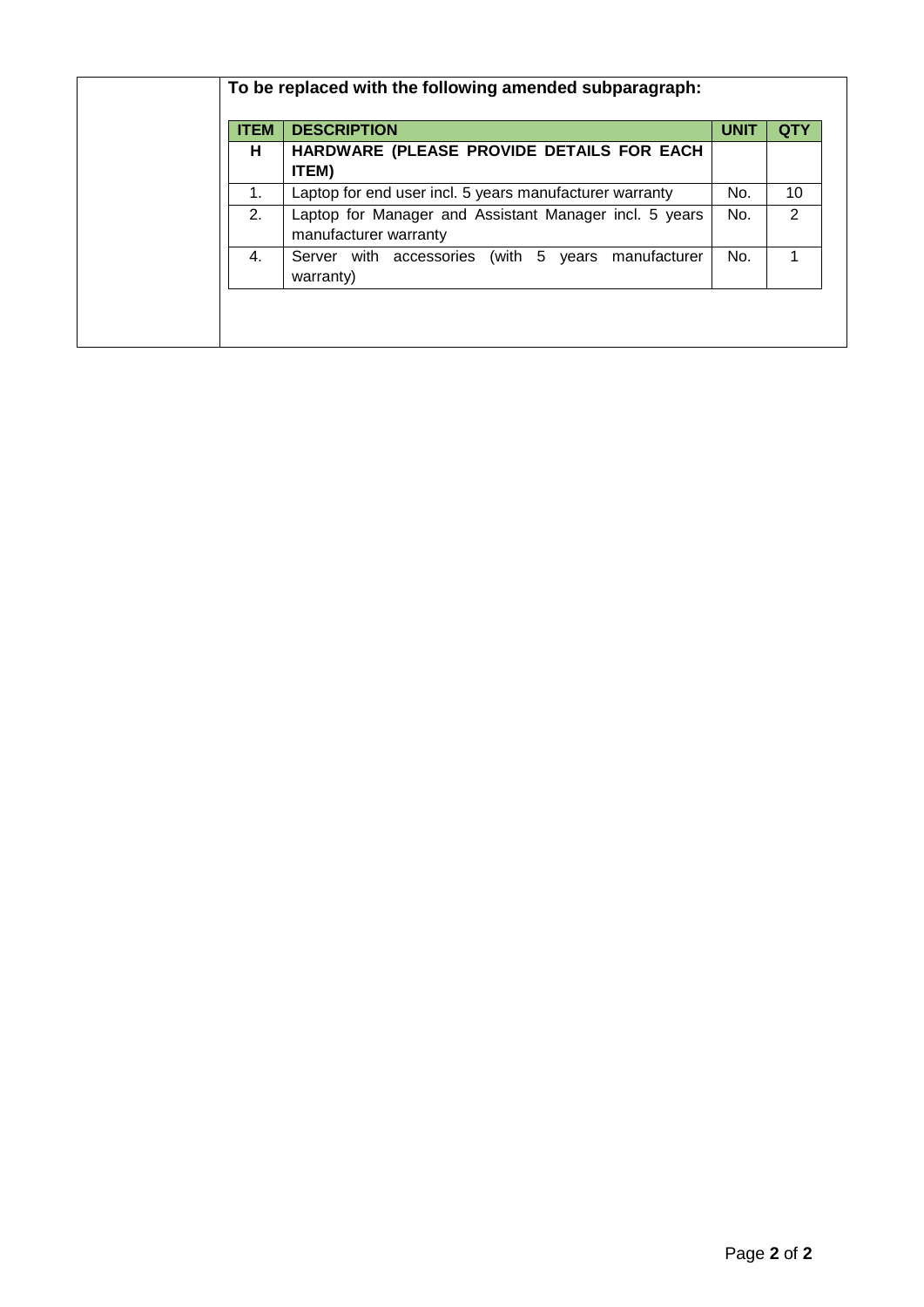**To be replaced with the following amended subparagraph:**

| ITEM | DESCRIPTION | UNIT | QTY |
|---|---|---|---|
| **H** | **HARDWARE (PLEASE PROVIDE DETAILS FOR EACH ITEM)** | | |
| 1. | Laptop for end user incl. 5 years manufacturer warranty | No. | 10 |
| 2. | Laptop for Manager and Assistant Manager incl. 5 years manufacturer warranty | No. | 2 |
| 4. | Server with accessories (with 5 years manufacturer warranty) | No. | 1 |